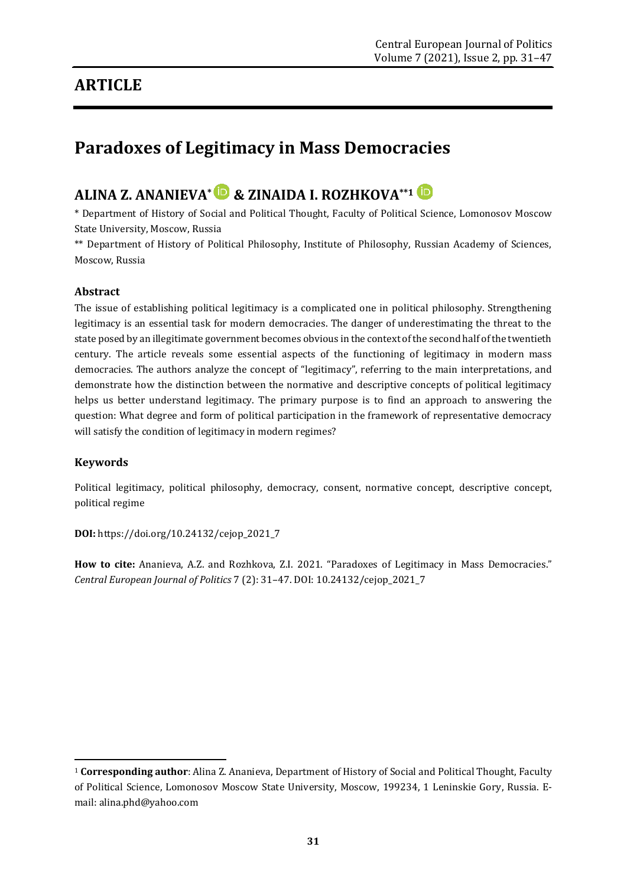# ARTICLE

# Paradoxes of Legitimacy in Mass Democracies

## ALINA Z. ANANIEVA* & ZINAIDA I. ROZHKOVA**[1]

\* Department of History of Social and Political Thought, Faculty of Political Science, Lomonosov Moscow State University, Moscow, Russia

\*\* Department of History of Political Philosophy, Institute of Philosophy, Russian Academy of Sciences, Moscow, Russia

### Abstract

The issue of establishing political legitimacy is a complicated one in political philosophy. Strengthening legitimacy is an essential task for modern democracies. The danger of underestimating the threat to the state posed by an illegitimate government becomes obvious in the context of the second half of the twentieth century. The article reveals some essential aspects of the functioning of legitimacy in modern mass democracies. The authors analyze the concept of "legitimacy", referring to the main interpretations, and demonstrate how the distinction between the normative and descriptive concepts of political legitimacy helps us better understand legitimacy. The primary purpose is to find an approach to answering the question: What degree and form of political participation in the framework of representative democracy will satisfy the condition of legitimacy in modern regimes?

### Keywords

Political legitimacy, political philosophy, democracy, consent, normative concept, descriptive concept, political regime

**DOI:** https://doi.org/10.24132/cejop_2021_7

**How to cite:** Ananieva, A.Z. and Rozhkova, Z.I. 2021. "Paradoxes of Legitimacy in Mass Democracies." *Central European Journal of Politics* 7 (2): 31–47. DOI: 10.24132/cejop_2021_7

---

[1] **Corresponding author**: Alina Z. Ananieva, Department of History of Social and Political Thought, Faculty of Political Science, Lomonosov Moscow State University, Moscow, 199234, 1 Leninskie Gory, Russia. E-mail: alina.phd@yahoo.com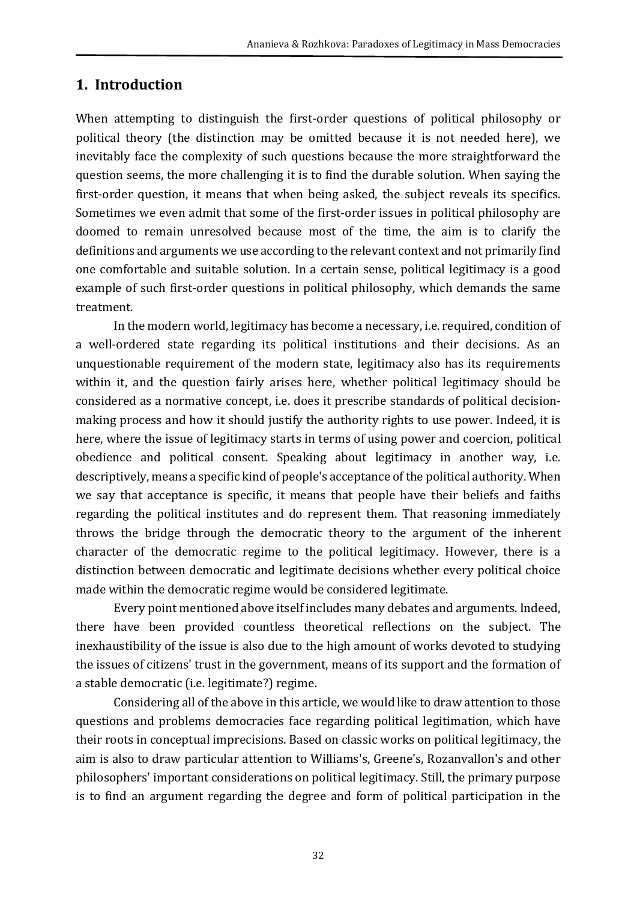## 1. Introduction

When attempting to distinguish the first-order questions of political philosophy or political theory (the distinction may be omitted because it is not needed here), we inevitably face the complexity of such questions because the more straightforward the question seems, the more challenging it is to find the durable solution. When saying the first-order question, it means that when being asked, the subject reveals its specifics. Sometimes we even admit that some of the first-order issues in political philosophy are doomed to remain unresolved because most of the time, the aim is to clarify the definitions and arguments we use according to the relevant context and not primarily find one comfortable and suitable solution. In a certain sense, political legitimacy is a good example of such first-order questions in political philosophy, which demands the same treatment.

In the modern world, legitimacy has become a necessary, i.e. required, condition of a well-ordered state regarding its political institutions and their decisions. As an unquestionable requirement of the modern state, legitimacy also has its requirements within it, and the question fairly arises here, whether political legitimacy should be considered as a normative concept, i.e. does it prescribe standards of political decision-making process and how it should justify the authority rights to use power. Indeed, it is here, where the issue of legitimacy starts in terms of using power and coercion, political obedience and political consent. Speaking about legitimacy in another way, i.e. descriptively, means a specific kind of people's acceptance of the political authority. When we say that acceptance is specific, it means that people have their beliefs and faiths regarding the political institutes and do represent them. That reasoning immediately throws the bridge through the democratic theory to the argument of the inherent character of the democratic regime to the political legitimacy. However, there is a distinction between democratic and legitimate decisions whether every political choice made within the democratic regime would be considered legitimate.

Every point mentioned above itself includes many debates and arguments. Indeed, there have been provided countless theoretical reflections on the subject. The inexhaustibility of the issue is also due to the high amount of works devoted to studying the issues of citizens' trust in the government, means of its support and the formation of a stable democratic (i.e. legitimate?) regime.

Considering all of the above in this article, we would like to draw attention to those questions and problems democracies face regarding political legitimation, which have their roots in conceptual imprecisions. Based on classic works on political legitimacy, the aim is also to draw particular attention to Williams's, Greene's, Rozanvallon's and other philosophers' important considerations on political legitimacy. Still, the primary purpose is to find an argument regarding the degree and form of political participation in the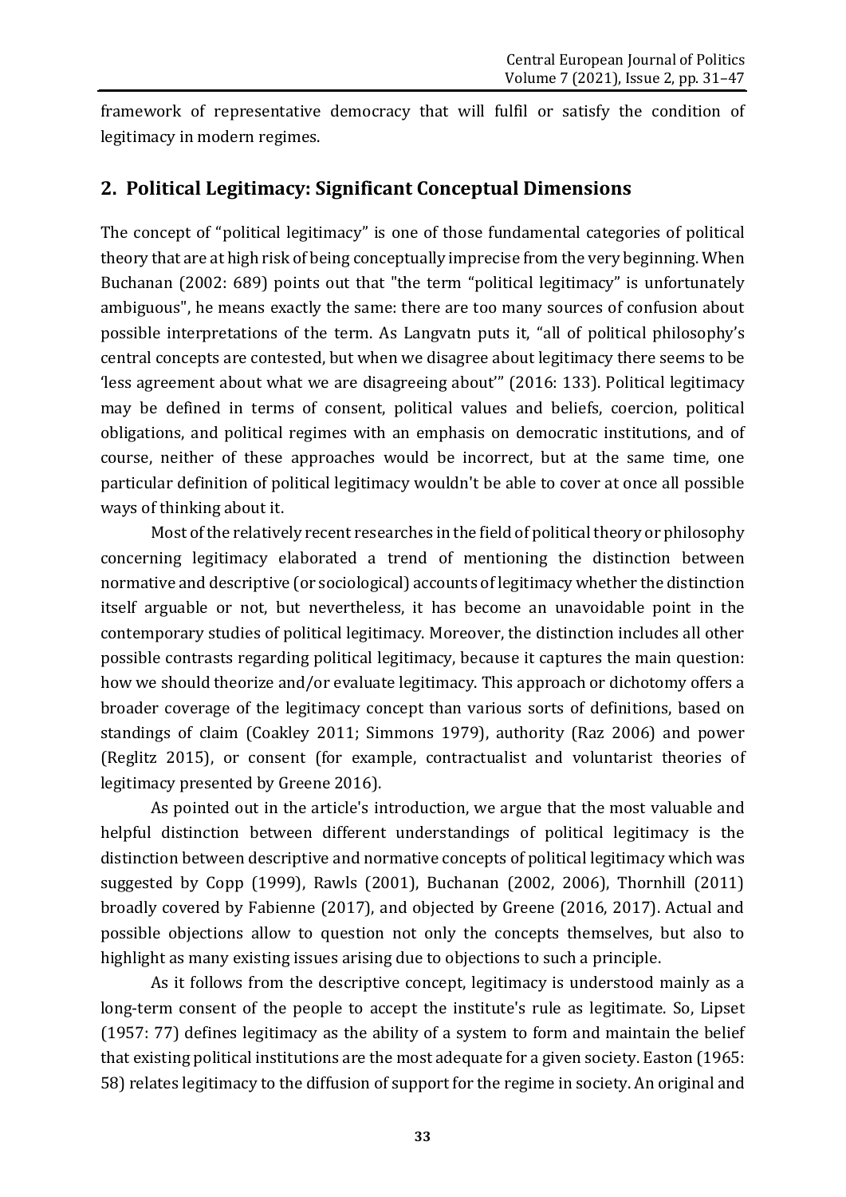framework of representative democracy that will fulfil or satisfy the condition of legitimacy in modern regimes.

## 2. Political Legitimacy: Significant Conceptual Dimensions

The concept of "political legitimacy" is one of those fundamental categories of political theory that are at high risk of being conceptually imprecise from the very beginning. When Buchanan (2002: 689) points out that "the term "political legitimacy" is unfortunately ambiguous", he means exactly the same: there are too many sources of confusion about possible interpretations of the term. As Langvatn puts it, "all of political philosophy's central concepts are contested, but when we disagree about legitimacy there seems to be 'less agreement about what we are disagreeing about'" (2016: 133). Political legitimacy may be defined in terms of consent, political values and beliefs, coercion, political obligations, and political regimes with an emphasis on democratic institutions, and of course, neither of these approaches would be incorrect, but at the same time, one particular definition of political legitimacy wouldn't be able to cover at once all possible ways of thinking about it.

Most of the relatively recent researches in the field of political theory or philosophy concerning legitimacy elaborated a trend of mentioning the distinction between normative and descriptive (or sociological) accounts of legitimacy whether the distinction itself arguable or not, but nevertheless, it has become an unavoidable point in the contemporary studies of political legitimacy. Moreover, the distinction includes all other possible contrasts regarding political legitimacy, because it captures the main question: how we should theorize and/or evaluate legitimacy. This approach or dichotomy offers a broader coverage of the legitimacy concept than various sorts of definitions, based on standings of claim (Coakley 2011; Simmons 1979), authority (Raz 2006) and power (Reglitz 2015), or consent (for example, contractualist and voluntarist theories of legitimacy presented by Greene 2016).

As pointed out in the article's introduction, we argue that the most valuable and helpful distinction between different understandings of political legitimacy is the distinction between descriptive and normative concepts of political legitimacy which was suggested by Copp (1999), Rawls (2001), Buchanan (2002, 2006), Thornhill (2011) broadly covered by Fabienne (2017), and objected by Greene (2016, 2017). Actual and possible objections allow to question not only the concepts themselves, but also to highlight as many existing issues arising due to objections to such a principle.

As it follows from the descriptive concept, legitimacy is understood mainly as a long-term consent of the people to accept the institute's rule as legitimate. So, Lipset (1957: 77) defines legitimacy as the ability of a system to form and maintain the belief that existing political institutions are the most adequate for a given society. Easton (1965: 58) relates legitimacy to the diffusion of support for the regime in society. An original and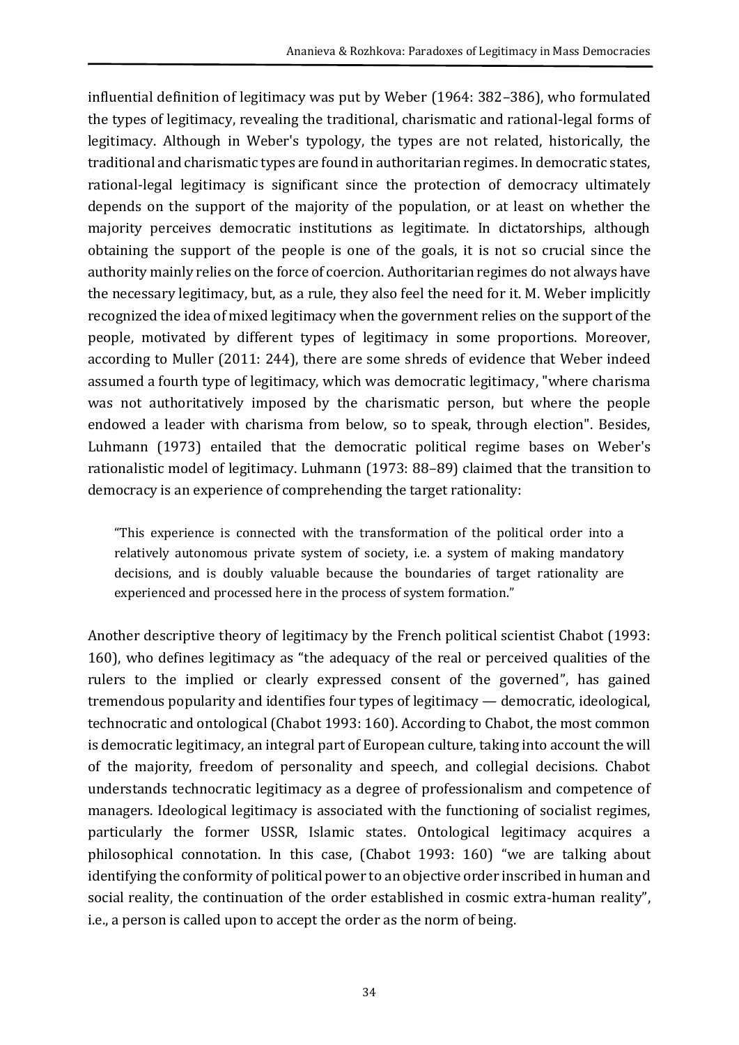influential definition of legitimacy was put by Weber (1964: 382–386), who formulated the types of legitimacy, revealing the traditional, charismatic and rational-legal forms of legitimacy. Although in Weber's typology, the types are not related, historically, the traditional and charismatic types are found in authoritarian regimes. In democratic states, rational-legal legitimacy is significant since the protection of democracy ultimately depends on the support of the majority of the population, or at least on whether the majority perceives democratic institutions as legitimate. In dictatorships, although obtaining the support of the people is one of the goals, it is not so crucial since the authority mainly relies on the force of coercion. Authoritarian regimes do not always have the necessary legitimacy, but, as a rule, they also feel the need for it. M. Weber implicitly recognized the idea of mixed legitimacy when the government relies on the support of the people, motivated by different types of legitimacy in some proportions. Moreover, according to Muller (2011: 244), there are some shreds of evidence that Weber indeed assumed a fourth type of legitimacy, which was democratic legitimacy, "where charisma was not authoritatively imposed by the charismatic person, but where the people endowed a leader with charisma from below, so to speak, through election". Besides, Luhmann (1973) entailed that the democratic political regime bases on Weber's rationalistic model of legitimacy. Luhmann (1973: 88–89) claimed that the transition to democracy is an experience of comprehending the target rationality:

> "This experience is connected with the transformation of the political order into a relatively autonomous private system of society, i.e. a system of making mandatory decisions, and is doubly valuable because the boundaries of target rationality are experienced and processed here in the process of system formation."

Another descriptive theory of legitimacy by the French political scientist Chabot (1993: 160), who defines legitimacy as "the adequacy of the real or perceived qualities of the rulers to the implied or clearly expressed consent of the governed", has gained tremendous popularity and identifies four types of legitimacy — democratic, ideological, technocratic and ontological (Chabot 1993: 160). According to Chabot, the most common is democratic legitimacy, an integral part of European culture, taking into account the will of the majority, freedom of personality and speech, and collegial decisions. Chabot understands technocratic legitimacy as a degree of professionalism and competence of managers. Ideological legitimacy is associated with the functioning of socialist regimes, particularly the former USSR, Islamic states. Ontological legitimacy acquires a philosophical connotation. In this case, (Chabot 1993: 160) "we are talking about identifying the conformity of political power to an objective order inscribed in human and social reality, the continuation of the order established in cosmic extra-human reality", i.e., a person is called upon to accept the order as the norm of being.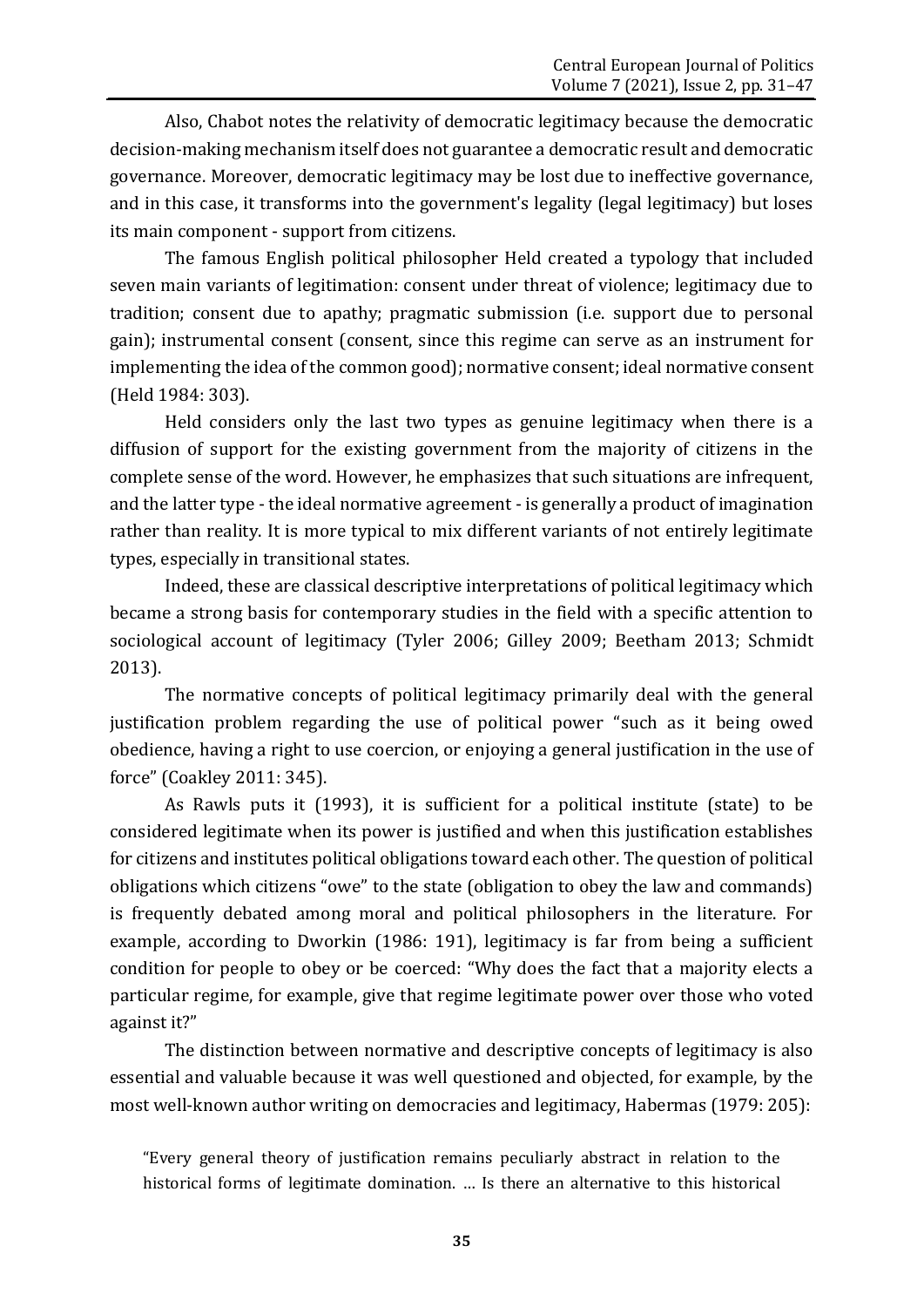Also, Chabot notes the relativity of democratic legitimacy because the democratic decision-making mechanism itself does not guarantee a democratic result and democratic governance. Moreover, democratic legitimacy may be lost due to ineffective governance, and in this case, it transforms into the government's legality (legal legitimacy) but loses its main component - support from citizens.

The famous English political philosopher Held created a typology that included seven main variants of legitimation: consent under threat of violence; legitimacy due to tradition; consent due to apathy; pragmatic submission (i.e. support due to personal gain); instrumental consent (consent, since this regime can serve as an instrument for implementing the idea of the common good); normative consent; ideal normative consent (Held 1984: 303).

Held considers only the last two types as genuine legitimacy when there is a diffusion of support for the existing government from the majority of citizens in the complete sense of the word. However, he emphasizes that such situations are infrequent, and the latter type - the ideal normative agreement - is generally a product of imagination rather than reality. It is more typical to mix different variants of not entirely legitimate types, especially in transitional states.

Indeed, these are classical descriptive interpretations of political legitimacy which became a strong basis for contemporary studies in the field with a specific attention to sociological account of legitimacy (Tyler 2006; Gilley 2009; Beetham 2013; Schmidt 2013).

The normative concepts of political legitimacy primarily deal with the general justification problem regarding the use of political power "such as it being owed obedience, having a right to use coercion, or enjoying a general justification in the use of force" (Coakley 2011: 345).

As Rawls puts it (1993), it is sufficient for a political institute (state) to be considered legitimate when its power is justified and when this justification establishes for citizens and institutes political obligations toward each other. The question of political obligations which citizens "owe" to the state (obligation to obey the law and commands) is frequently debated among moral and political philosophers in the literature. For example, according to Dworkin (1986: 191), legitimacy is far from being a sufficient condition for people to obey or be coerced: "Why does the fact that a majority elects a particular regime, for example, give that regime legitimate power over those who voted against it?"

The distinction between normative and descriptive concepts of legitimacy is also essential and valuable because it was well questioned and objected, for example, by the most well-known author writing on democracies and legitimacy, Habermas (1979: 205):

> "Every general theory of justification remains peculiarly abstract in relation to the historical forms of legitimate domination. … Is there an alternative to this historical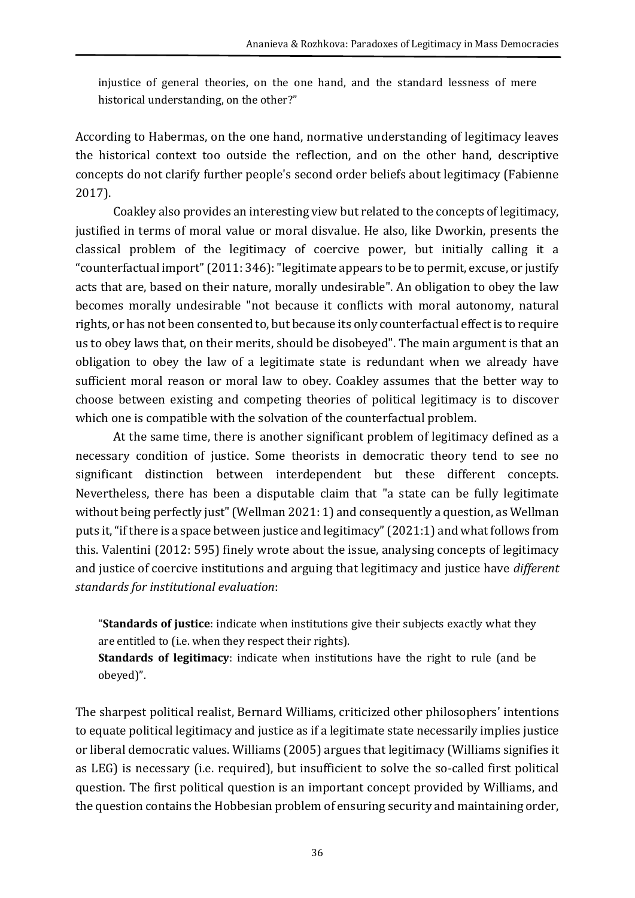injustice of general theories, on the one hand, and the standard lessness of mere historical understanding, on the other?"

According to Habermas, on the one hand, normative understanding of legitimacy leaves the historical context too outside the reflection, and on the other hand, descriptive concepts do not clarify further people's second order beliefs about legitimacy (Fabienne 2017).

Coakley also provides an interesting view but related to the concepts of legitimacy, justified in terms of moral value or moral disvalue. He also, like Dworkin, presents the classical problem of the legitimacy of coercive power, but initially calling it a "counterfactual import" (2011: 346): "legitimate appears to be to permit, excuse, or justify acts that are, based on their nature, morally undesirable". An obligation to obey the law becomes morally undesirable "not because it conflicts with moral autonomy, natural rights, or has not been consented to, but because its only counterfactual effect is to require us to obey laws that, on their merits, should be disobeyed". The main argument is that an obligation to obey the law of a legitimate state is redundant when we already have sufficient moral reason or moral law to obey. Coakley assumes that the better way to choose between existing and competing theories of political legitimacy is to discover which one is compatible with the solvation of the counterfactual problem.

At the same time, there is another significant problem of legitimacy defined as a necessary condition of justice. Some theorists in democratic theory tend to see no significant distinction between interdependent but these different concepts. Nevertheless, there has been a disputable claim that "a state can be fully legitimate without being perfectly just" (Wellman 2021: 1) and consequently a question, as Wellman puts it, "if there is a space between justice and legitimacy" (2021:1) and what follows from this. Valentini (2012: 595) finely wrote about the issue, analysing concepts of legitimacy and justice of coercive institutions and arguing that legitimacy and justice have *different standards for institutional evaluation*:

> "**Standards of justice**: indicate when institutions give their subjects exactly what they are entitled to (i.e. when they respect their rights).
> **Standards of legitimacy**: indicate when institutions have the right to rule (and be obeyed)".

The sharpest political realist, Bernard Williams, criticized other philosophers' intentions to equate political legitimacy and justice as if a legitimate state necessarily implies justice or liberal democratic values. Williams (2005) argues that legitimacy (Williams signifies it as LEG) is necessary (i.e. required), but insufficient to solve the so-called first political question. The first political question is an important concept provided by Williams, and the question contains the Hobbesian problem of ensuring security and maintaining order,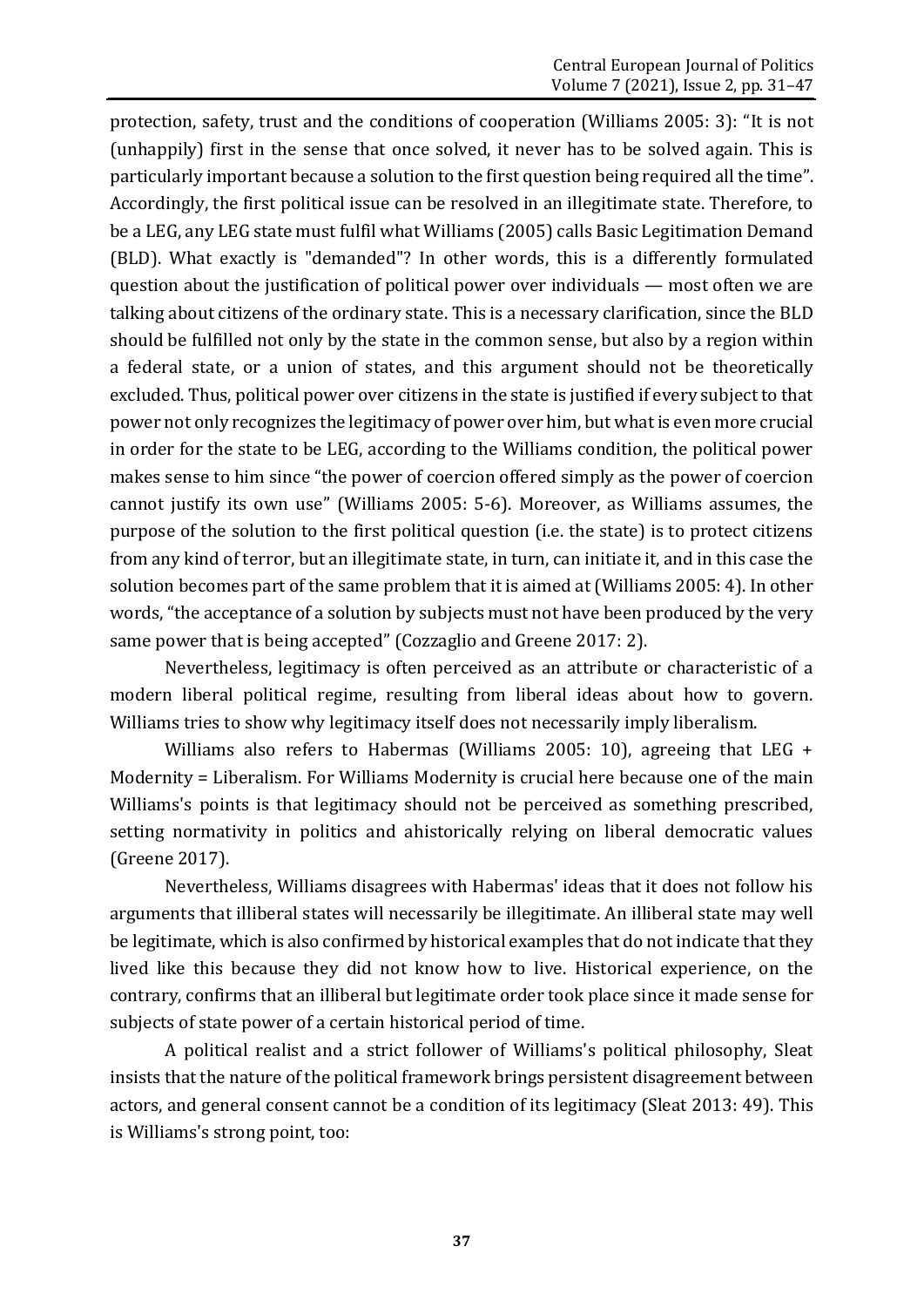protection, safety, trust and the conditions of cooperation (Williams 2005: 3): "It is not (unhappily) first in the sense that once solved, it never has to be solved again. This is particularly important because a solution to the first question being required all the time". Accordingly, the first political issue can be resolved in an illegitimate state. Therefore, to be a LEG, any LEG state must fulfil what Williams (2005) calls Basic Legitimation Demand (BLD). What exactly is "demanded"? In other words, this is a differently formulated question about the justification of political power over individuals — most often we are talking about citizens of the ordinary state. This is a necessary clarification, since the BLD should be fulfilled not only by the state in the common sense, but also by a region within a federal state, or a union of states, and this argument should not be theoretically excluded. Thus, political power over citizens in the state is justified if every subject to that power not only recognizes the legitimacy of power over him, but what is even more crucial in order for the state to be LEG, according to the Williams condition, the political power makes sense to him since "the power of coercion offered simply as the power of coercion cannot justify its own use" (Williams 2005: 5-6). Moreover, as Williams assumes, the purpose of the solution to the first political question (i.e. the state) is to protect citizens from any kind of terror, but an illegitimate state, in turn, can initiate it, and in this case the solution becomes part of the same problem that it is aimed at (Williams 2005: 4). In other words, "the acceptance of a solution by subjects must not have been produced by the very same power that is being accepted" (Cozzaglio and Greene 2017: 2).

Nevertheless, legitimacy is often perceived as an attribute or characteristic of a modern liberal political regime, resulting from liberal ideas about how to govern. Williams tries to show why legitimacy itself does not necessarily imply liberalism.

Williams also refers to Habermas (Williams 2005: 10), agreeing that LEG + Modernity = Liberalism. For Williams Modernity is crucial here because one of the main Williams's points is that legitimacy should not be perceived as something prescribed, setting normativity in politics and ahistorically relying on liberal democratic values (Greene 2017).

Nevertheless, Williams disagrees with Habermas' ideas that it does not follow his arguments that illiberal states will necessarily be illegitimate. An illiberal state may well be legitimate, which is also confirmed by historical examples that do not indicate that they lived like this because they did not know how to live. Historical experience, on the contrary, confirms that an illiberal but legitimate order took place since it made sense for subjects of state power of a certain historical period of time.

A political realist and a strict follower of Williams's political philosophy, Sleat insists that the nature of the political framework brings persistent disagreement between actors, and general consent cannot be a condition of its legitimacy (Sleat 2013: 49). This is Williams's strong point, too: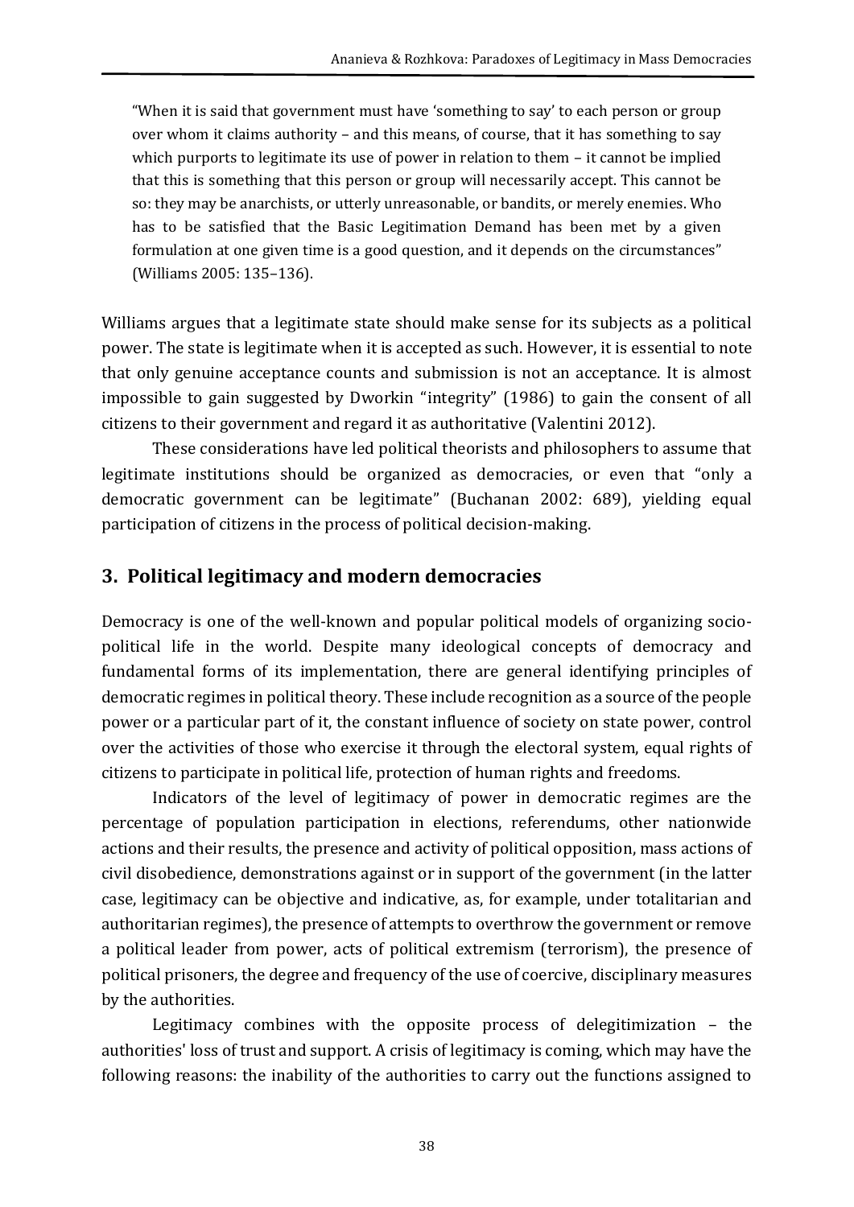> "When it is said that government must have 'something to say' to each person or group over whom it claims authority – and this means, of course, that it has something to say which purports to legitimate its use of power in relation to them – it cannot be implied that this is something that this person or group will necessarily accept. This cannot be so: they may be anarchists, or utterly unreasonable, or bandits, or merely enemies. Who has to be satisfied that the Basic Legitimation Demand has been met by a given formulation at one given time is a good question, and it depends on the circumstances" (Williams 2005: 135–136).

Williams argues that a legitimate state should make sense for its subjects as a political power. The state is legitimate when it is accepted as such. However, it is essential to note that only genuine acceptance counts and submission is not an acceptance. It is almost impossible to gain suggested by Dworkin "integrity" (1986) to gain the consent of all citizens to their government and regard it as authoritative (Valentini 2012).

These considerations have led political theorists and philosophers to assume that legitimate institutions should be organized as democracies, or even that "only a democratic government can be legitimate" (Buchanan 2002: 689), yielding equal participation of citizens in the process of political decision-making.

## 3. Political legitimacy and modern democracies

Democracy is one of the well-known and popular political models of organizing socio-political life in the world. Despite many ideological concepts of democracy and fundamental forms of its implementation, there are general identifying principles of democratic regimes in political theory. These include recognition as a source of the people power or a particular part of it, the constant influence of society on state power, control over the activities of those who exercise it through the electoral system, equal rights of citizens to participate in political life, protection of human rights and freedoms.

Indicators of the level of legitimacy of power in democratic regimes are the percentage of population participation in elections, referendums, other nationwide actions and their results, the presence and activity of political opposition, mass actions of civil disobedience, demonstrations against or in support of the government (in the latter case, legitimacy can be objective and indicative, as, for example, under totalitarian and authoritarian regimes), the presence of attempts to overthrow the government or remove a political leader from power, acts of political extremism (terrorism), the presence of political prisoners, the degree and frequency of the use of coercive, disciplinary measures by the authorities.

Legitimacy combines with the opposite process of delegitimization – the authorities' loss of trust and support. A crisis of legitimacy is coming, which may have the following reasons: the inability of the authorities to carry out the functions assigned to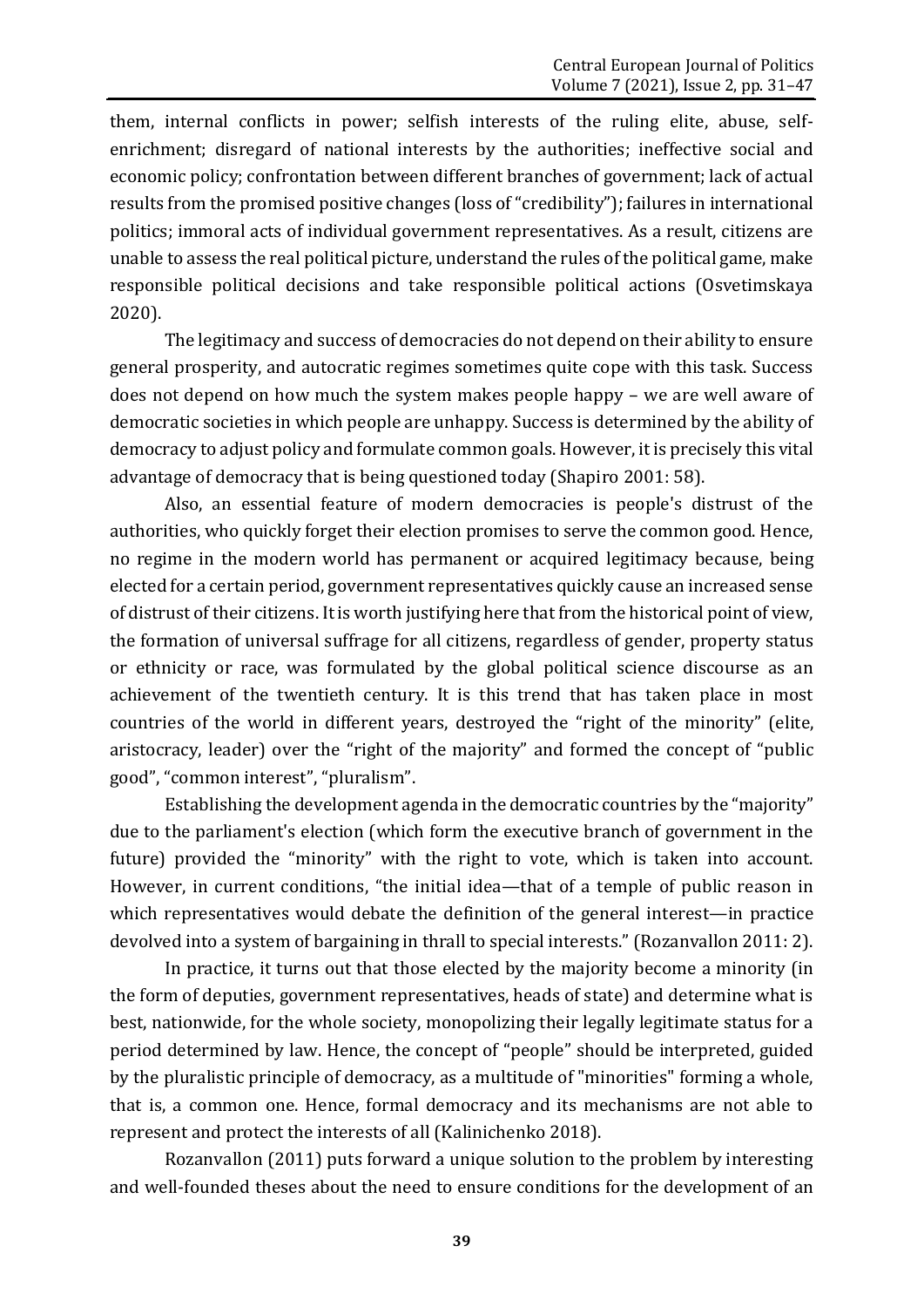them, internal conflicts in power; selfish interests of the ruling elite, abuse, self-enrichment; disregard of national interests by the authorities; ineffective social and economic policy; confrontation between different branches of government; lack of actual results from the promised positive changes (loss of "credibility"); failures in international politics; immoral acts of individual government representatives. As a result, citizens are unable to assess the real political picture, understand the rules of the political game, make responsible political decisions and take responsible political actions (Osvetimskaya 2020).

The legitimacy and success of democracies do not depend on their ability to ensure general prosperity, and autocratic regimes sometimes quite cope with this task. Success does not depend on how much the system makes people happy – we are well aware of democratic societies in which people are unhappy. Success is determined by the ability of democracy to adjust policy and formulate common goals. However, it is precisely this vital advantage of democracy that is being questioned today (Shapiro 2001: 58).

Also, an essential feature of modern democracies is people's distrust of the authorities, who quickly forget their election promises to serve the common good. Hence, no regime in the modern world has permanent or acquired legitimacy because, being elected for a certain period, government representatives quickly cause an increased sense of distrust of their citizens. It is worth justifying here that from the historical point of view, the formation of universal suffrage for all citizens, regardless of gender, property status or ethnicity or race, was formulated by the global political science discourse as an achievement of the twentieth century. It is this trend that has taken place in most countries of the world in different years, destroyed the "right of the minority" (elite, aristocracy, leader) over the "right of the majority" and formed the concept of "public good", "common interest", "pluralism".

Establishing the development agenda in the democratic countries by the "majority" due to the parliament's election (which form the executive branch of government in the future) provided the "minority" with the right to vote, which is taken into account. However, in current conditions, "the initial idea—that of a temple of public reason in which representatives would debate the definition of the general interest—in practice devolved into a system of bargaining in thrall to special interests." (Rozanvallon 2011: 2).

In practice, it turns out that those elected by the majority become a minority (in the form of deputies, government representatives, heads of state) and determine what is best, nationwide, for the whole society, monopolizing their legally legitimate status for a period determined by law. Hence, the concept of "people" should be interpreted, guided by the pluralistic principle of democracy, as a multitude of "minorities" forming a whole, that is, a common one. Hence, formal democracy and its mechanisms are not able to represent and protect the interests of all (Kalinichenko 2018).

Rozanvallon (2011) puts forward a unique solution to the problem by interesting and well-founded theses about the need to ensure conditions for the development of an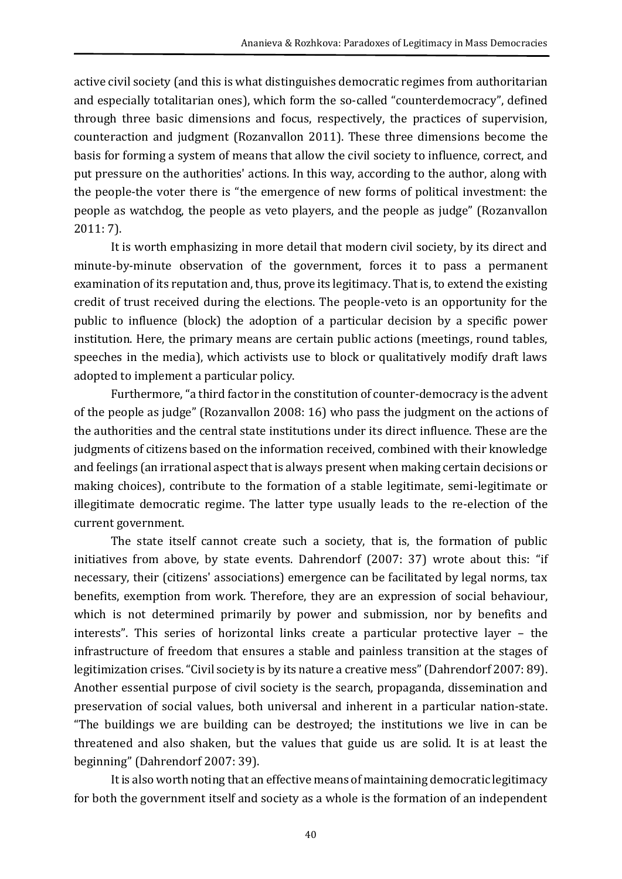active civil society (and this is what distinguishes democratic regimes from authoritarian and especially totalitarian ones), which form the so-called "counterdemocracy", defined through three basic dimensions and focus, respectively, the practices of supervision, counteraction and judgment (Rozanvallon 2011). These three dimensions become the basis for forming a system of means that allow the civil society to influence, correct, and put pressure on the authorities' actions. In this way, according to the author, along with the people-the voter there is "the emergence of new forms of political investment: the people as watchdog, the people as veto players, and the people as judge" (Rozanvallon 2011: 7).

It is worth emphasizing in more detail that modern civil society, by its direct and minute-by-minute observation of the government, forces it to pass a permanent examination of its reputation and, thus, prove its legitimacy. That is, to extend the existing credit of trust received during the elections. The people-veto is an opportunity for the public to influence (block) the adoption of a particular decision by a specific power institution. Here, the primary means are certain public actions (meetings, round tables, speeches in the media), which activists use to block or qualitatively modify draft laws adopted to implement a particular policy.

Furthermore, "a third factor in the constitution of counter-democracy is the advent of the people as judge" (Rozanvallon 2008: 16) who pass the judgment on the actions of the authorities and the central state institutions under its direct influence. These are the judgments of citizens based on the information received, combined with their knowledge and feelings (an irrational aspect that is always present when making certain decisions or making choices), contribute to the formation of a stable legitimate, semi-legitimate or illegitimate democratic regime. The latter type usually leads to the re-election of the current government.

The state itself cannot create such a society, that is, the formation of public initiatives from above, by state events. Dahrendorf (2007: 37) wrote about this: "if necessary, their (citizens' associations) emergence can be facilitated by legal norms, tax benefits, exemption from work. Therefore, they are an expression of social behaviour, which is not determined primarily by power and submission, nor by benefits and interests". This series of horizontal links create a particular protective layer – the infrastructure of freedom that ensures a stable and painless transition at the stages of legitimization crises. "Civil society is by its nature a creative mess" (Dahrendorf 2007: 89). Another essential purpose of civil society is the search, propaganda, dissemination and preservation of social values, both universal and inherent in a particular nation-state. "The buildings we are building can be destroyed; the institutions we live in can be threatened and also shaken, but the values that guide us are solid. It is at least the beginning" (Dahrendorf 2007: 39).

It is also worth noting that an effective means of maintaining democratic legitimacy for both the government itself and society as a whole is the formation of an independent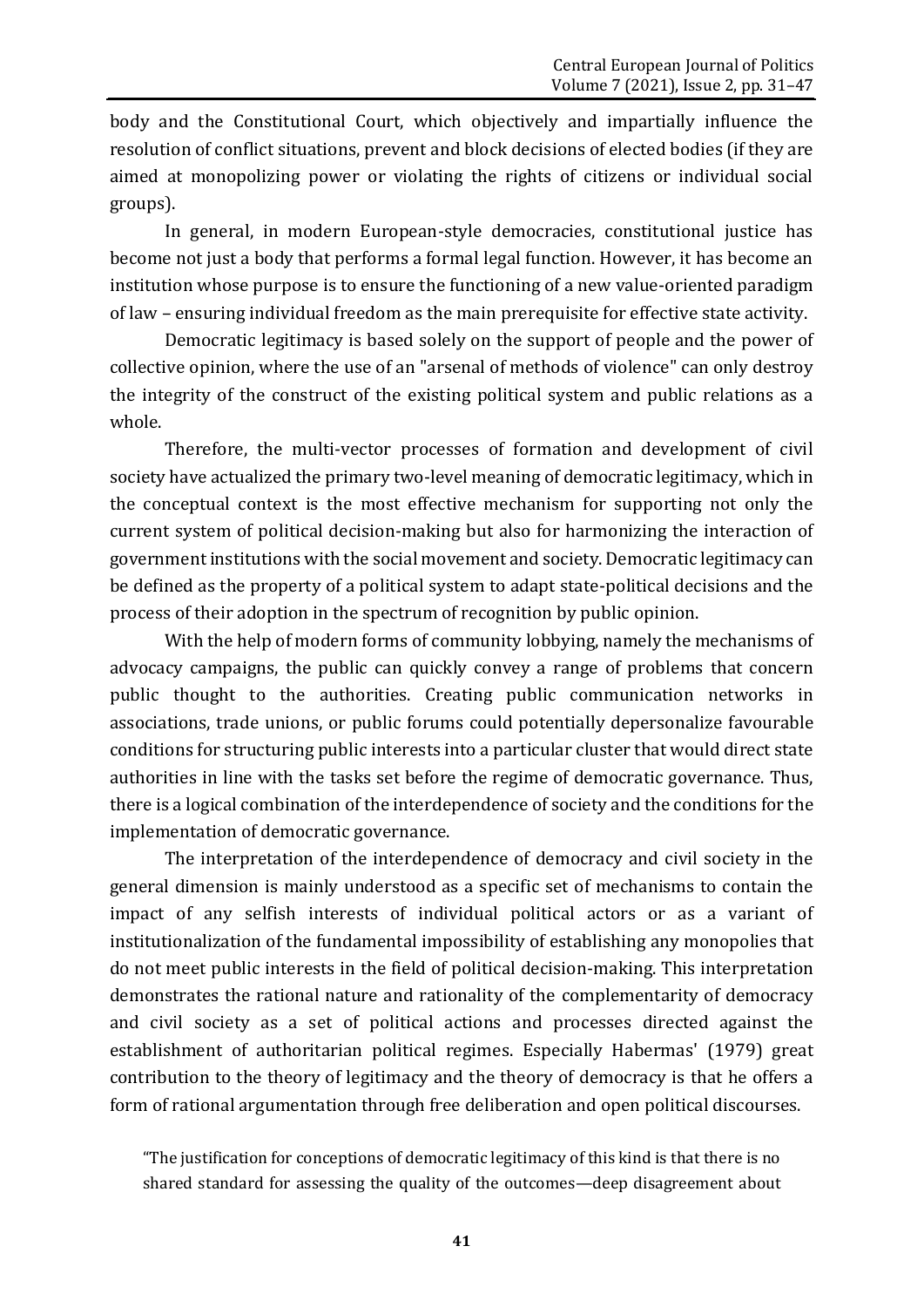body and the Constitutional Court, which objectively and impartially influence the resolution of conflict situations, prevent and block decisions of elected bodies (if they are aimed at monopolizing power or violating the rights of citizens or individual social groups).

In general, in modern European-style democracies, constitutional justice has become not just a body that performs a formal legal function. However, it has become an institution whose purpose is to ensure the functioning of a new value-oriented paradigm of law – ensuring individual freedom as the main prerequisite for effective state activity.

Democratic legitimacy is based solely on the support of people and the power of collective opinion, where the use of an "arsenal of methods of violence" can only destroy the integrity of the construct of the existing political system and public relations as a whole.

Therefore, the multi-vector processes of formation and development of civil society have actualized the primary two-level meaning of democratic legitimacy, which in the conceptual context is the most effective mechanism for supporting not only the current system of political decision-making but also for harmonizing the interaction of government institutions with the social movement and society. Democratic legitimacy can be defined as the property of a political system to adapt state-political decisions and the process of their adoption in the spectrum of recognition by public opinion.

With the help of modern forms of community lobbying, namely the mechanisms of advocacy campaigns, the public can quickly convey a range of problems that concern public thought to the authorities. Creating public communication networks in associations, trade unions, or public forums could potentially depersonalize favourable conditions for structuring public interests into a particular cluster that would direct state authorities in line with the tasks set before the regime of democratic governance. Thus, there is a logical combination of the interdependence of society and the conditions for the implementation of democratic governance.

The interpretation of the interdependence of democracy and civil society in the general dimension is mainly understood as a specific set of mechanisms to contain the impact of any selfish interests of individual political actors or as a variant of institutionalization of the fundamental impossibility of establishing any monopolies that do not meet public interests in the field of political decision-making. This interpretation demonstrates the rational nature and rationality of the complementarity of democracy and civil society as a set of political actions and processes directed against the establishment of authoritarian political regimes. Especially Habermas' (1979) great contribution to the theory of legitimacy and the theory of democracy is that he offers a form of rational argumentation through free deliberation and open political discourses.

> "The justification for conceptions of democratic legitimacy of this kind is that there is no shared standard for assessing the quality of the outcomes—deep disagreement about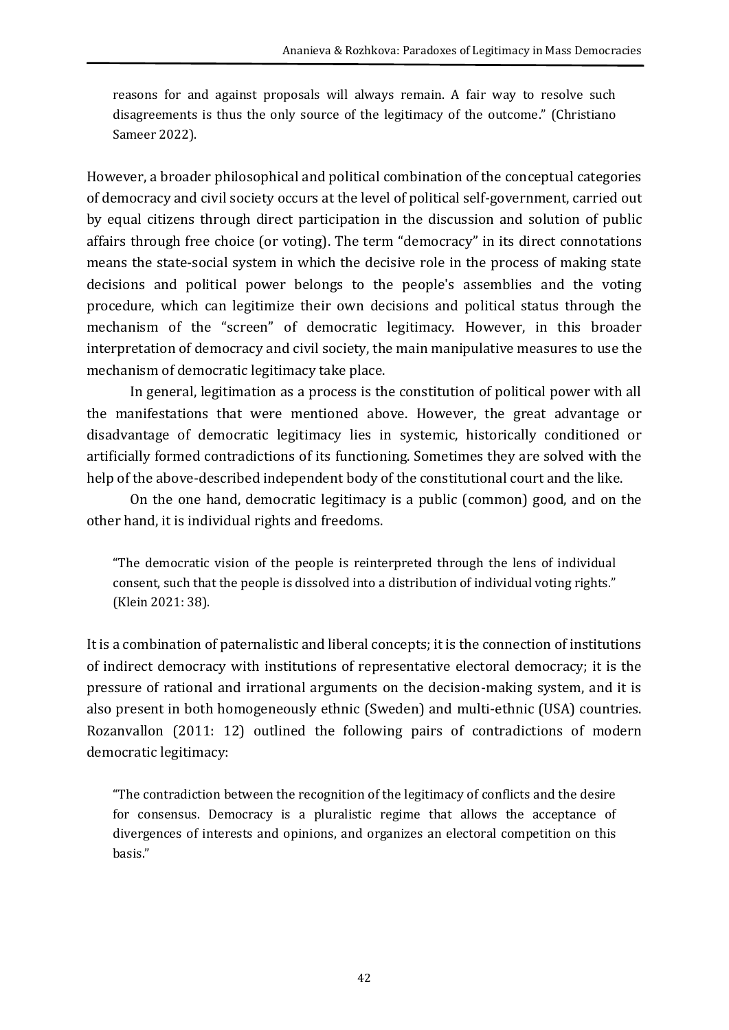> reasons for and against proposals will always remain. A fair way to resolve such disagreements is thus the only source of the legitimacy of the outcome." (Christiano Sameer 2022).

However, a broader philosophical and political combination of the conceptual categories of democracy and civil society occurs at the level of political self-government, carried out by equal citizens through direct participation in the discussion and solution of public affairs through free choice (or voting). The term "democracy" in its direct connotations means the state-social system in which the decisive role in the process of making state decisions and political power belongs to the people's assemblies and the voting procedure, which can legitimize their own decisions and political status through the mechanism of the "screen" of democratic legitimacy. However, in this broader interpretation of democracy and civil society, the main manipulative measures to use the mechanism of democratic legitimacy take place.

In general, legitimation as a process is the constitution of political power with all the manifestations that were mentioned above. However, the great advantage or disadvantage of democratic legitimacy lies in systemic, historically conditioned or artificially formed contradictions of its functioning. Sometimes they are solved with the help of the above-described independent body of the constitutional court and the like.

On the one hand, democratic legitimacy is a public (common) good, and on the other hand, it is individual rights and freedoms.

> "The democratic vision of the people is reinterpreted through the lens of individual consent, such that the people is dissolved into a distribution of individual voting rights." (Klein 2021: 38).

It is a combination of paternalistic and liberal concepts; it is the connection of institutions of indirect democracy with institutions of representative electoral democracy; it is the pressure of rational and irrational arguments on the decision-making system, and it is also present in both homogeneously ethnic (Sweden) and multi-ethnic (USA) countries. Rozanvallon (2011: 12) outlined the following pairs of contradictions of modern democratic legitimacy:

> "The contradiction between the recognition of the legitimacy of conflicts and the desire for consensus. Democracy is a pluralistic regime that allows the acceptance of divergences of interests and opinions, and organizes an electoral competition on this basis."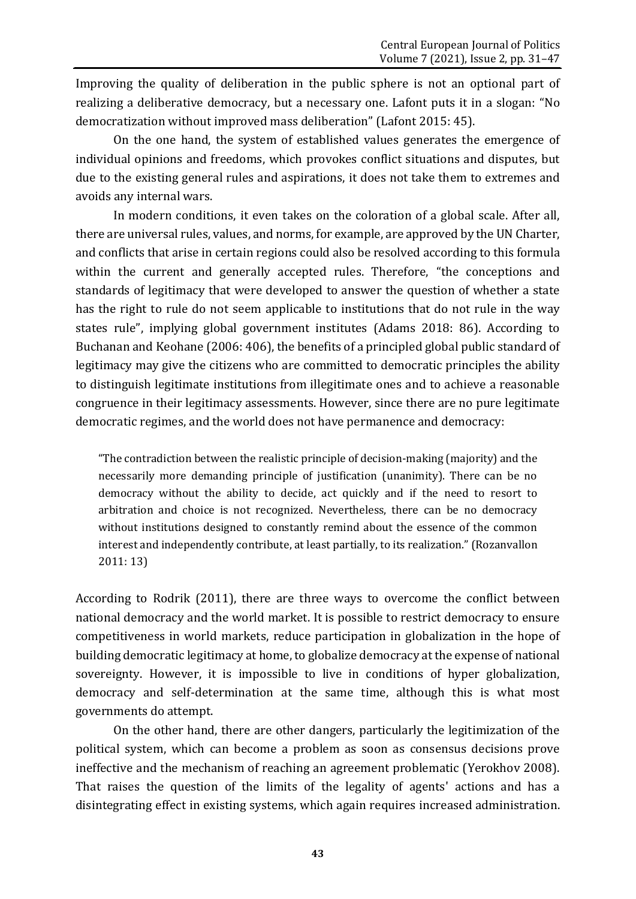Improving the quality of deliberation in the public sphere is not an optional part of realizing a deliberative democracy, but a necessary one. Lafont puts it in a slogan: "No democratization without improved mass deliberation" (Lafont 2015: 45).

On the one hand, the system of established values generates the emergence of individual opinions and freedoms, which provokes conflict situations and disputes, but due to the existing general rules and aspirations, it does not take them to extremes and avoids any internal wars.

In modern conditions, it even takes on the coloration of a global scale. After all, there are universal rules, values, and norms, for example, are approved by the UN Charter, and conflicts that arise in certain regions could also be resolved according to this formula within the current and generally accepted rules. Therefore, "the conceptions and standards of legitimacy that were developed to answer the question of whether a state has the right to rule do not seem applicable to institutions that do not rule in the way states rule", implying global government institutes (Adams 2018: 86). According to Buchanan and Keohane (2006: 406), the benefits of a principled global public standard of legitimacy may give the citizens who are committed to democratic principles the ability to distinguish legitimate institutions from illegitimate ones and to achieve a reasonable congruence in their legitimacy assessments. However, since there are no pure legitimate democratic regimes, and the world does not have permanence and democracy:

> "The contradiction between the realistic principle of decision-making (majority) and the necessarily more demanding principle of justification (unanimity). There can be no democracy without the ability to decide, act quickly and if the need to resort to arbitration and choice is not recognized. Nevertheless, there can be no democracy without institutions designed to constantly remind about the essence of the common interest and independently contribute, at least partially, to its realization." (Rozanvallon 2011: 13)

According to Rodrik (2011), there are three ways to overcome the conflict between national democracy and the world market. It is possible to restrict democracy to ensure competitiveness in world markets, reduce participation in globalization in the hope of building democratic legitimacy at home, to globalize democracy at the expense of national sovereignty. However, it is impossible to live in conditions of hyper globalization, democracy and self-determination at the same time, although this is what most governments do attempt.

On the other hand, there are other dangers, particularly the legitimization of the political system, which can become a problem as soon as consensus decisions prove ineffective and the mechanism of reaching an agreement problematic (Yerokhov 2008). That raises the question of the limits of the legality of agents' actions and has a disintegrating effect in existing systems, which again requires increased administration.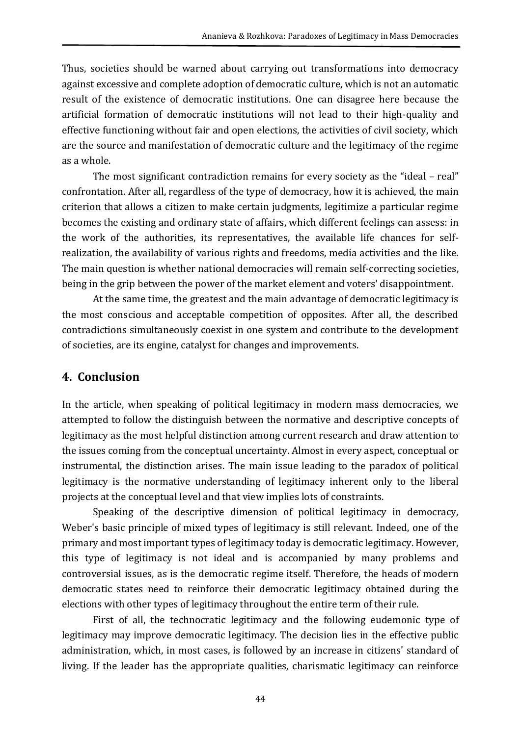Thus, societies should be warned about carrying out transformations into democracy against excessive and complete adoption of democratic culture, which is not an automatic result of the existence of democratic institutions. One can disagree here because the artificial formation of democratic institutions will not lead to their high-quality and effective functioning without fair and open elections, the activities of civil society, which are the source and manifestation of democratic culture and the legitimacy of the regime as a whole.

The most significant contradiction remains for every society as the "ideal – real" confrontation. After all, regardless of the type of democracy, how it is achieved, the main criterion that allows a citizen to make certain judgments, legitimize a particular regime becomes the existing and ordinary state of affairs, which different feelings can assess: in the work of the authorities, its representatives, the available life chances for self-realization, the availability of various rights and freedoms, media activities and the like. The main question is whether national democracies will remain self-correcting societies, being in the grip between the power of the market element and voters' disappointment.

At the same time, the greatest and the main advantage of democratic legitimacy is the most conscious and acceptable competition of opposites. After all, the described contradictions simultaneously coexist in one system and contribute to the development of societies, are its engine, catalyst for changes and improvements.

## 4. Conclusion

In the article, when speaking of political legitimacy in modern mass democracies, we attempted to follow the distinguish between the normative and descriptive concepts of legitimacy as the most helpful distinction among current research and draw attention to the issues coming from the conceptual uncertainty. Almost in every aspect, conceptual or instrumental, the distinction arises. The main issue leading to the paradox of political legitimacy is the normative understanding of legitimacy inherent only to the liberal projects at the conceptual level and that view implies lots of constraints.

Speaking of the descriptive dimension of political legitimacy in democracy, Weber's basic principle of mixed types of legitimacy is still relevant. Indeed, one of the primary and most important types of legitimacy today is democratic legitimacy. However, this type of legitimacy is not ideal and is accompanied by many problems and controversial issues, as is the democratic regime itself. Therefore, the heads of modern democratic states need to reinforce their democratic legitimacy obtained during the elections with other types of legitimacy throughout the entire term of their rule.

First of all, the technocratic legitimacy and the following eudemonic type of legitimacy may improve democratic legitimacy. The decision lies in the effective public administration, which, in most cases, is followed by an increase in citizens' standard of living. If the leader has the appropriate qualities, charismatic legitimacy can reinforce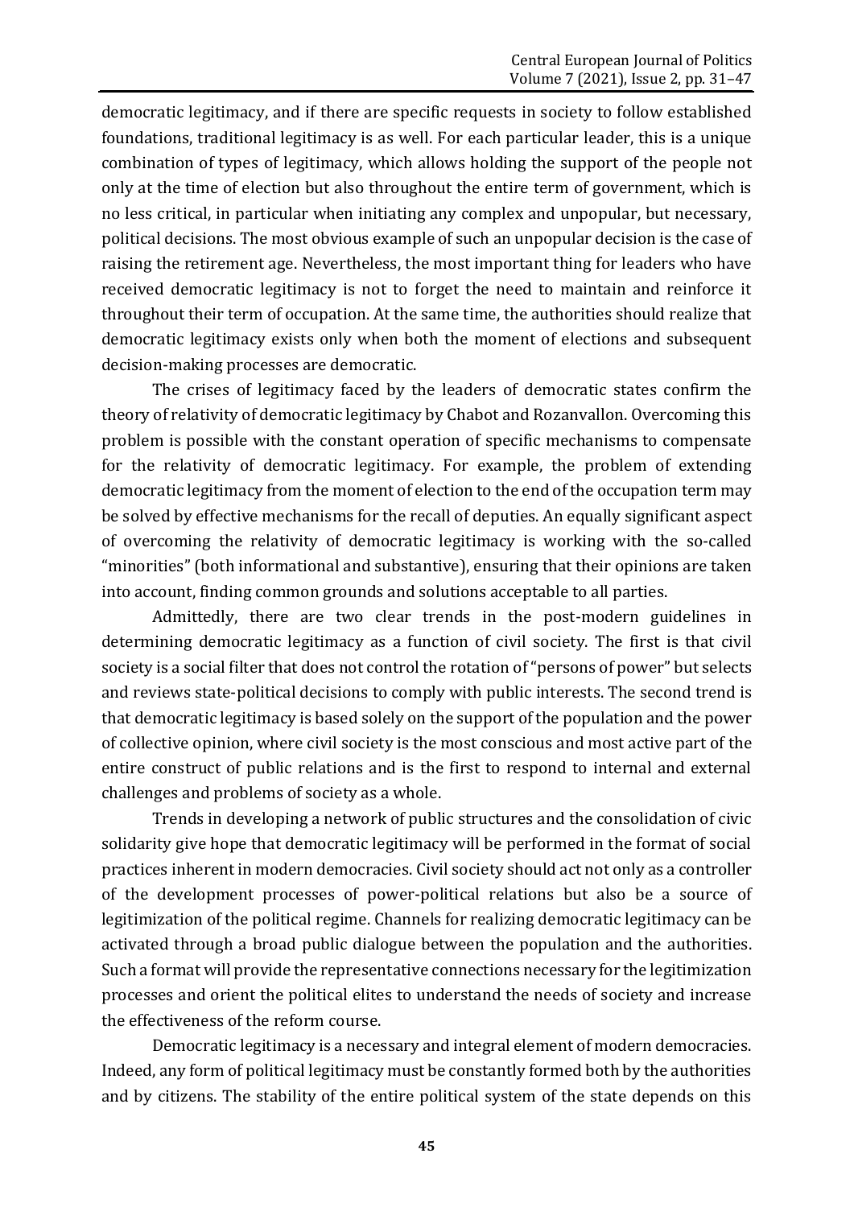democratic legitimacy, and if there are specific requests in society to follow established foundations, traditional legitimacy is as well. For each particular leader, this is a unique combination of types of legitimacy, which allows holding the support of the people not only at the time of election but also throughout the entire term of government, which is no less critical, in particular when initiating any complex and unpopular, but necessary, political decisions. The most obvious example of such an unpopular decision is the case of raising the retirement age. Nevertheless, the most important thing for leaders who have received democratic legitimacy is not to forget the need to maintain and reinforce it throughout their term of occupation. At the same time, the authorities should realize that democratic legitimacy exists only when both the moment of elections and subsequent decision-making processes are democratic.

The crises of legitimacy faced by the leaders of democratic states confirm the theory of relativity of democratic legitimacy by Chabot and Rozanvallon. Overcoming this problem is possible with the constant operation of specific mechanisms to compensate for the relativity of democratic legitimacy. For example, the problem of extending democratic legitimacy from the moment of election to the end of the occupation term may be solved by effective mechanisms for the recall of deputies. An equally significant aspect of overcoming the relativity of democratic legitimacy is working with the so-called "minorities" (both informational and substantive), ensuring that their opinions are taken into account, finding common grounds and solutions acceptable to all parties.

Admittedly, there are two clear trends in the post-modern guidelines in determining democratic legitimacy as a function of civil society. The first is that civil society is a social filter that does not control the rotation of "persons of power" but selects and reviews state-political decisions to comply with public interests. The second trend is that democratic legitimacy is based solely on the support of the population and the power of collective opinion, where civil society is the most conscious and most active part of the entire construct of public relations and is the first to respond to internal and external challenges and problems of society as a whole.

Trends in developing a network of public structures and the consolidation of civic solidarity give hope that democratic legitimacy will be performed in the format of social practices inherent in modern democracies. Civil society should act not only as a controller of the development processes of power-political relations but also be a source of legitimization of the political regime. Channels for realizing democratic legitimacy can be activated through a broad public dialogue between the population and the authorities. Such a format will provide the representative connections necessary for the legitimization processes and orient the political elites to understand the needs of society and increase the effectiveness of the reform course.

Democratic legitimacy is a necessary and integral element of modern democracies. Indeed, any form of political legitimacy must be constantly formed both by the authorities and by citizens. The stability of the entire political system of the state depends on this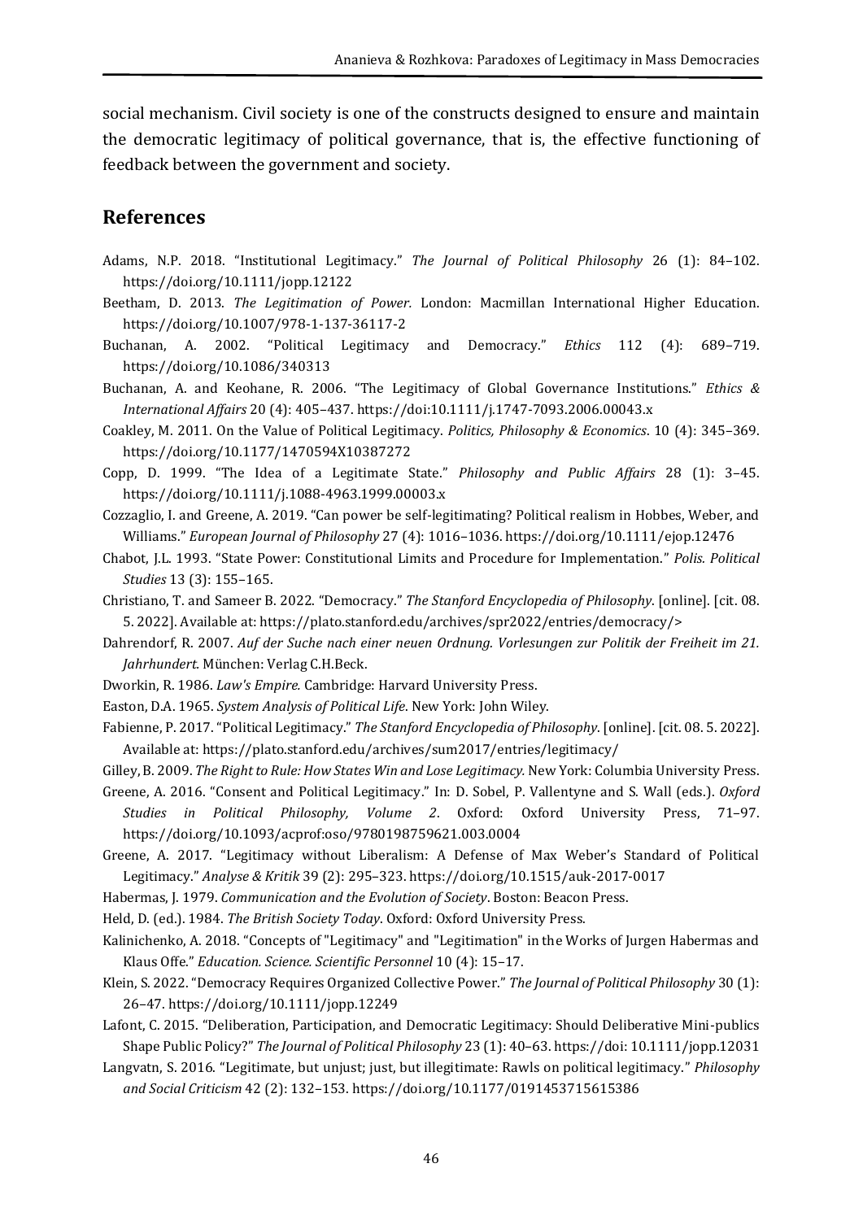social mechanism. Civil society is one of the constructs designed to ensure and maintain the democratic legitimacy of political governance, that is, the effective functioning of feedback between the government and society.

## References

Adams, N.P. 2018. "Institutional Legitimacy." *The Journal of Political Philosophy* 26 (1): 84–102. https://doi.org/10.1111/jopp.12122

Beetham, D. 2013. *The Legitimation of Power.* London: Macmillan International Higher Education. https://doi.org/10.1007/978-1-137-36117-2

Buchanan, A. 2002. "Political Legitimacy and Democracy." *Ethics* 112 (4): 689–719. https://doi.org/10.1086/340313

Buchanan, A. and Keohane, R. 2006. "The Legitimacy of Global Governance Institutions." *Ethics & International Affairs* 20 (4): 405–437. https://doi:10.1111/j.1747-7093.2006.00043.x

Coakley, M. 2011. On the Value of Political Legitimacy. *Politics, Philosophy & Economics*. 10 (4): 345–369. https://doi.org/10.1177/1470594X10387272

Copp, D. 1999. "The Idea of a Legitimate State." *Philosophy and Public Affairs* 28 (1): 3–45. https://doi.org/10.1111/j.1088-4963.1999.00003.x

Cozzaglio, I. and Greene, A. 2019. "Can power be self-legitimating? Political realism in Hobbes, Weber, and Williams." *European Journal of Philosophy* 27 (4): 1016–1036. https://doi.org/10.1111/ejop.12476

Chabot, J.L. 1993. "State Power: Constitutional Limits and Procedure for Implementation." *Polis. Political Studies* 13 (3): 155–165.

Christiano, T. and Sameer B. 2022. "Democracy." *The Stanford Encyclopedia of Philosophy*. [online]. [cit. 08. 5. 2022]. Available at: https://plato.stanford.edu/archives/spr2022/entries/democracy/>

Dahrendorf, R. 2007. *Auf der Suche nach einer neuen Ordnung. Vorlesungen zur Politik der Freiheit im 21. Jahrhundert.* München: Verlag C.H.Beck.

Dworkin, R. 1986. *Law's Empire.* Cambridge: Harvard University Press.

Easton, D.A. 1965. *System Analysis of Political Life*. New York: John Wiley.

Fabienne, P. 2017. "Political Legitimacy." *The Stanford Encyclopedia of Philosophy*. [online]. [cit. 08. 5. 2022]. Available at: https://plato.stanford.edu/archives/sum2017/entries/legitimacy/

Gilley, B. 2009. *The Right to Rule: How States Win and Lose Legitimacy.* New York: Columbia University Press.

Greene, A. 2016. "Consent and Political Legitimacy." In: D. Sobel, P. Vallentyne and S. Wall (eds.). *Oxford Studies in Political Philosophy, Volume 2*. Oxford: Oxford University Press, 71–97. https://doi.org/10.1093/acprof:oso/9780198759621.003.0004

Greene, A. 2017. "Legitimacy without Liberalism: A Defense of Max Weber's Standard of Political Legitimacy." *Analyse & Kritik* 39 (2): 295–323. https://doi.org/10.1515/auk-2017-0017

Habermas, J. 1979. *Communication and the Evolution of Society*. Boston: Beacon Press.

Held, D. (ed.). 1984. *The British Society Today*. Oxford: Oxford University Press.

Kalinichenko, A. 2018. "Concepts of "Legitimacy" and "Legitimation" in the Works of Jurgen Habermas and Klaus Offe." *Education. Science. Scientific Personnel* 10 (4): 15–17.

Klein, S. 2022. "Democracy Requires Organized Collective Power." *The Journal of Political Philosophy* 30 (1): 26–47. https://doi.org/10.1111/jopp.12249

Lafont, C. 2015. "Deliberation, Participation, and Democratic Legitimacy: Should Deliberative Mini-publics Shape Public Policy?" *The Journal of Political Philosophy* 23 (1): 40–63. https://doi: 10.1111/jopp.12031

Langvatn, S. 2016. "Legitimate, but unjust; just, but illegitimate: Rawls on political legitimacy." *Philosophy and Social Criticism* 42 (2): 132–153. https://doi.org/10.1177/0191453715615386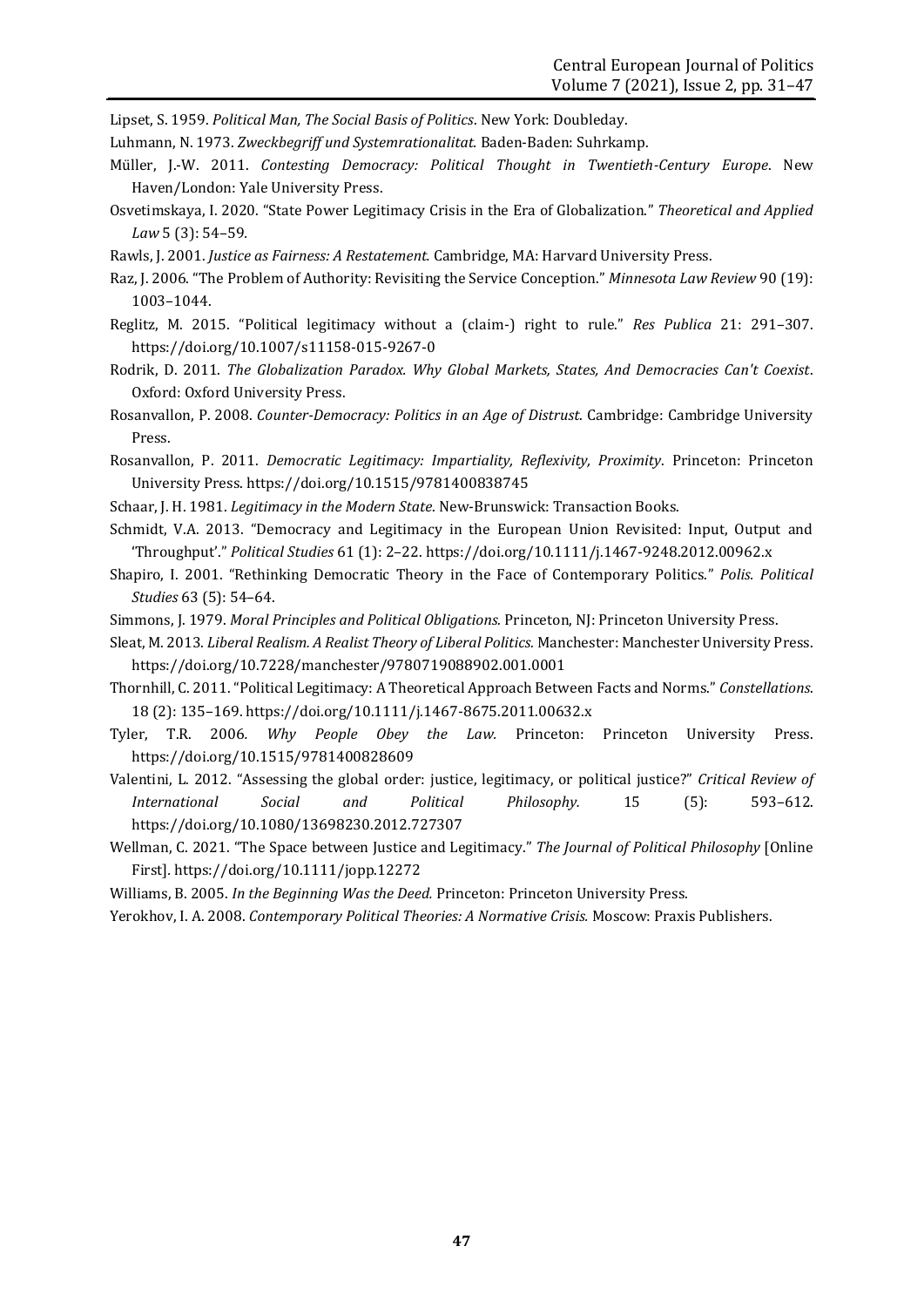Lipset, S. 1959. *Political Man, The Social Basis of Politics*. New York: Doubleday.

Luhmann, N. 1973. *Zweckbegriff und Systemrationalitat.* Baden-Baden: Suhrkamp.

Müller, J.-W. 2011. *Contesting Democracy: Political Thought in Twentieth-Century Europe.* New Haven/London: Yale University Press.

Osvetimskaya, I. 2020. "State Power Legitimacy Crisis in the Era of Globalization." *Theoretical and Applied Law* 5 (3): 54–59.

Rawls, J. 2001. *Justice as Fairness: A Restatement.* Cambridge, MA: Harvard University Press.

Raz, J. 2006. "The Problem of Authority: Revisiting the Service Conception." *Minnesota Law Review* 90 (19): 1003–1044.

Reglitz, M. 2015. "Political legitimacy without a (claim-) right to rule." *Res Publica* 21: 291–307. https://doi.org/10.1007/s11158-015-9267-0

Rodrik, D. 2011. *The Globalization Paradox. Why Global Markets, States, And Democracies Can't Coexist*. Oxford: Oxford University Press.

Rosanvallon, P. 2008. *Counter-Democracy: Politics in an Age of Distrust*. Cambridge: Cambridge University Press.

Rosanvallon, P. 2011. *Democratic Legitimacy: Impartiality, Reflexivity, Proximity*. Princeton: Princeton University Press. https://doi.org/10.1515/9781400838745

Schaar, J. H. 1981. *Legitimacy in the Modern State*. New-Brunswick: Transaction Books.

Schmidt, V.A. 2013. "Democracy and Legitimacy in the European Union Revisited: Input, Output and 'Throughput'." *Political Studies* 61 (1): 2–22. https://doi.org/10.1111/j.1467-9248.2012.00962.x

Shapiro, I. 2001. "Rethinking Democratic Theory in the Face of Contemporary Politics." *Polis. Political Studies* 63 (5): 54–64.

Simmons, J. 1979. *Moral Principles and Political Obligations.* Princeton, NJ: Princeton University Press.

Sleat, M. 2013. *Liberal Realism. A Realist Theory of Liberal Politics.* Manchester: Manchester University Press. https://doi.org/10.7228/manchester/9780719088902.001.0001

Thornhill, C. 2011. "Political Legitimacy: A Theoretical Approach Between Facts and Norms." *Constellations*. 18 (2): 135–169. https://doi.org/10.1111/j.1467-8675.2011.00632.x

Tyler, T.R. 2006. *Why People Obey the Law.* Princeton: Princeton University Press. https://doi.org/10.1515/9781400828609

Valentini, L. 2012. "Assessing the global order: justice, legitimacy, or political justice?" *Critical Review of International Social and Political Philosophy.* 15 (5): 593–612. https://doi.org/10.1080/13698230.2012.727307

Wellman, C. 2021. "The Space between Justice and Legitimacy." *The Journal of Political Philosophy* [Online First]. https://doi.org/10.1111/jopp.12272

Williams, B. 2005. *In the Beginning Was the Deed.* Princeton: Princeton University Press.

Yerokhov, I. A. 2008. *Contemporary Political Theories: A Normative Crisis.* Moscow: Praxis Publishers.